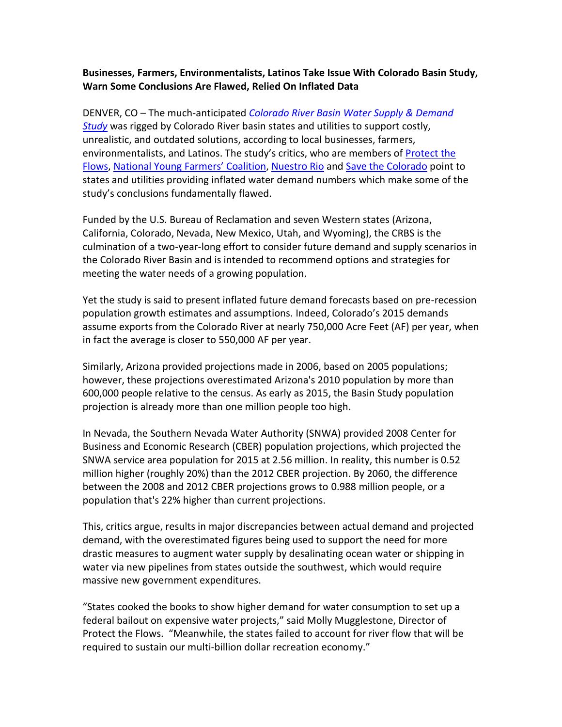**Businesses, Farmers, Environmentalists, Latinos Take Issue With Colorado Basin Study, Warn Some Conclusions Are Flawed, Relied On Inflated Data**

DENVER, CO – The much-anticipated *Colorado River Basin Water Supply & Demand Study* was rigged by Colorado River basin states and utilities to support costly, unrealistic, and outdated solutions, according to local businesses, farmers, environmentalists, and Latinos. The study's critics, who are members of Protect the Flows, National Young Farmers' Coalition, Nuestro Rio and Save the Colorado point to states and utilities providing inflated water demand numbers which make some of the study's conclusions fundamentally flawed.

Funded by the U.S. Bureau of Reclamation and seven Western states (Arizona, California, Colorado, Nevada, New Mexico, Utah, and Wyoming), the CRBS is the culmination of a two-year-long effort to consider future demand and supply scenarios in the Colorado River Basin and is intended to recommend options and strategies for meeting the water needs of a growing population.

Yet the study is said to present inflated future demand forecasts based on pre-recession population growth estimates and assumptions. Indeed, Colorado's 2015 demands assume exports from the Colorado River at nearly 750,000 Acre Feet (AF) per year, when in fact the average is closer to 550,000 AF per year.

Similarly, Arizona provided projections made in 2006, based on 2005 populations; however, these projections overestimated Arizona's 2010 population by more than 600,000 people relative to the census. As early as 2015, the Basin Study population projection is already more than one million people too high.

In Nevada, the Southern Nevada Water Authority (SNWA) provided 2008 Center for Business and Economic Research (CBER) population projections, which projected the SNWA service area population for 2015 at 2.56 million. In reality, this number is 0.52 million higher (roughly 20%) than the 2012 CBER projection. By 2060, the difference between the 2008 and 2012 CBER projections grows to 0.988 million people, or a population that's 22% higher than current projections.

This, critics argue, results in major discrepancies between actual demand and projected demand, with the overestimated figures being used to support the need for more drastic measures to augment water supply by desalinating ocean water or shipping in water via new pipelines from states outside the southwest, which would require massive new government expenditures.

"States cooked the books to show higher demand for water consumption to set up a federal bailout on expensive water projects," said Molly Mugglestone, Director of Protect the Flows. "Meanwhile, the states failed to account for river flow that will be required to sustain our multi-billion dollar recreation economy."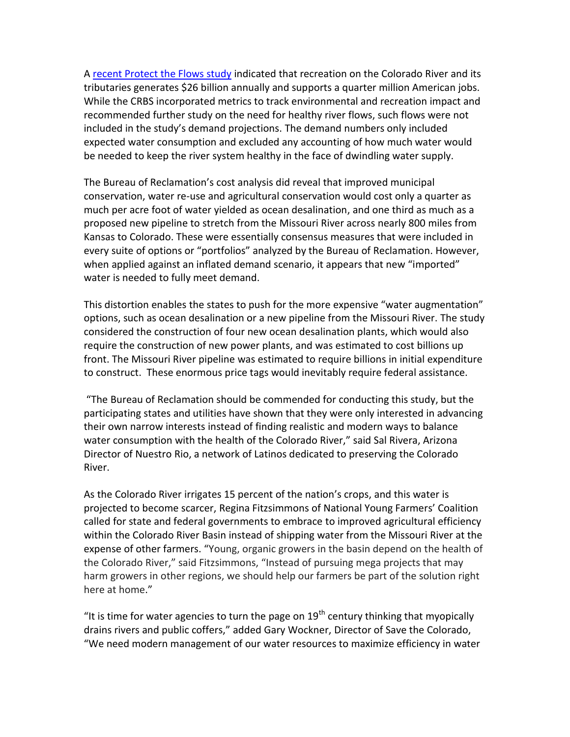A [recent Protect the Flows study]() indicated that recreation on the Colorado River and its tributaries generates $26 billion annually and supports a quarter million American jobs. While the CRBS incorporated metrics to track environmental and recreation impact and recommended further study on the need for healthy river flows, such flows were not included in the study's demand projections. The demand numbers only included expected water consumption and excluded any accounting of how much water would be needed to keep the river system healthy in the face of dwindling water supply.

The Bureau of Reclamation's cost analysis did reveal that improved municipal conservation, water re-use and agricultural conservation would cost only a quarter as much per acre foot of water yielded as ocean desalination, and one third as much as a proposed new pipeline to stretch from the Missouri River across nearly 800 miles from Kansas to Colorado. These were essentially consensus measures that were included in every suite of options or "portfolios" analyzed by the Bureau of Reclamation. However, when applied against an inflated demand scenario, it appears that new "imported" water is needed to fully meet demand.

This distortion enables the states to push for the more expensive "water augmentation" options, such as ocean desalination or a new pipeline from the Missouri River. The study considered the construction of four new ocean desalination plants, which would also require the construction of new power plants, and was estimated to cost billions up front. The Missouri River pipeline was estimated to require billions in initial expenditure to construct. These enormous price tags would inevitably require federal assistance.

"The Bureau of Reclamation should be commended for conducting this study, but the participating states and utilities have shown that they were only interested in advancing their own narrow interests instead of finding realistic and modern ways to balance water consumption with the health of the Colorado River," said Sal Rivera, Arizona Director of Nuestro Rio, a network of Latinos dedicated to preserving the Colorado River.

As the Colorado River irrigates 15 percent of the nation's crops, and this water is projected to become scarcer, Regina Fitzsimmons of National Young Farmers' Coalition called for state and federal governments to embrace to improved agricultural efficiency within the Colorado River Basin instead of shipping water from the Missouri River at the expense of other farmers. "Young, organic growers in the basin depend on the health of the Colorado River," said Fitzsimmons, "Instead of pursuing mega projects that may harm growers in other regions, we should help our farmers be part of the solution right here at home."

"It is time for water agencies to turn the page on 19th century thinking that myopically drains rivers and public coffers," added Gary Wockner, Director of Save the Colorado, "We need modern management of our water resources to maximize efficiency in water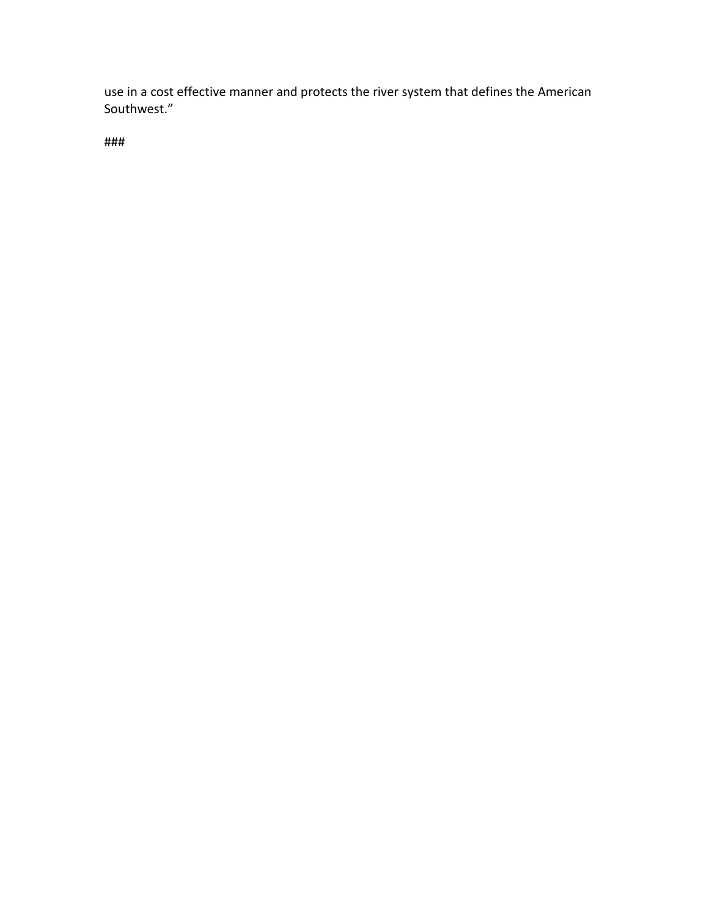use in a cost effective manner and protects the river system that defines the American Southwest."

###